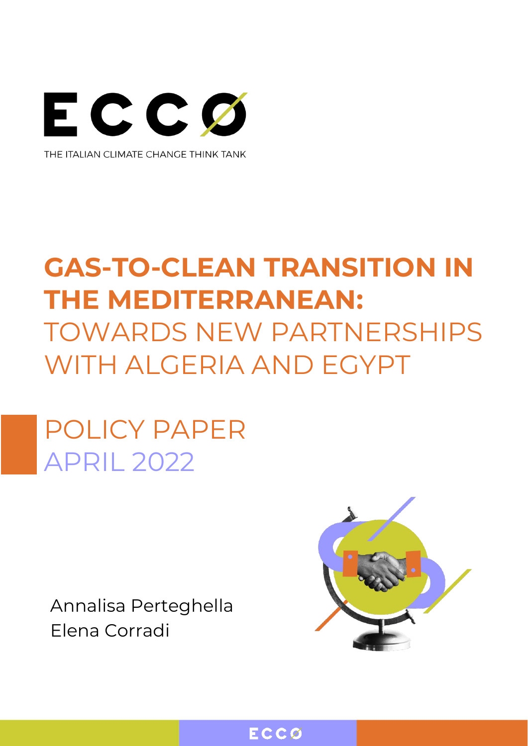ECCO

THE ITALIAN CLIMATE CHANGE THINK TANK

# GAS-TO-CLEAN TRANSITION IN THE MEDITERRANEAN: TOWARDS NEW PARTNERSHIPS WITH ALGERIA AND EGYPT

## POLICY PAPER
## APRIL 2022

Annalisa Perteghella
Elena Corradi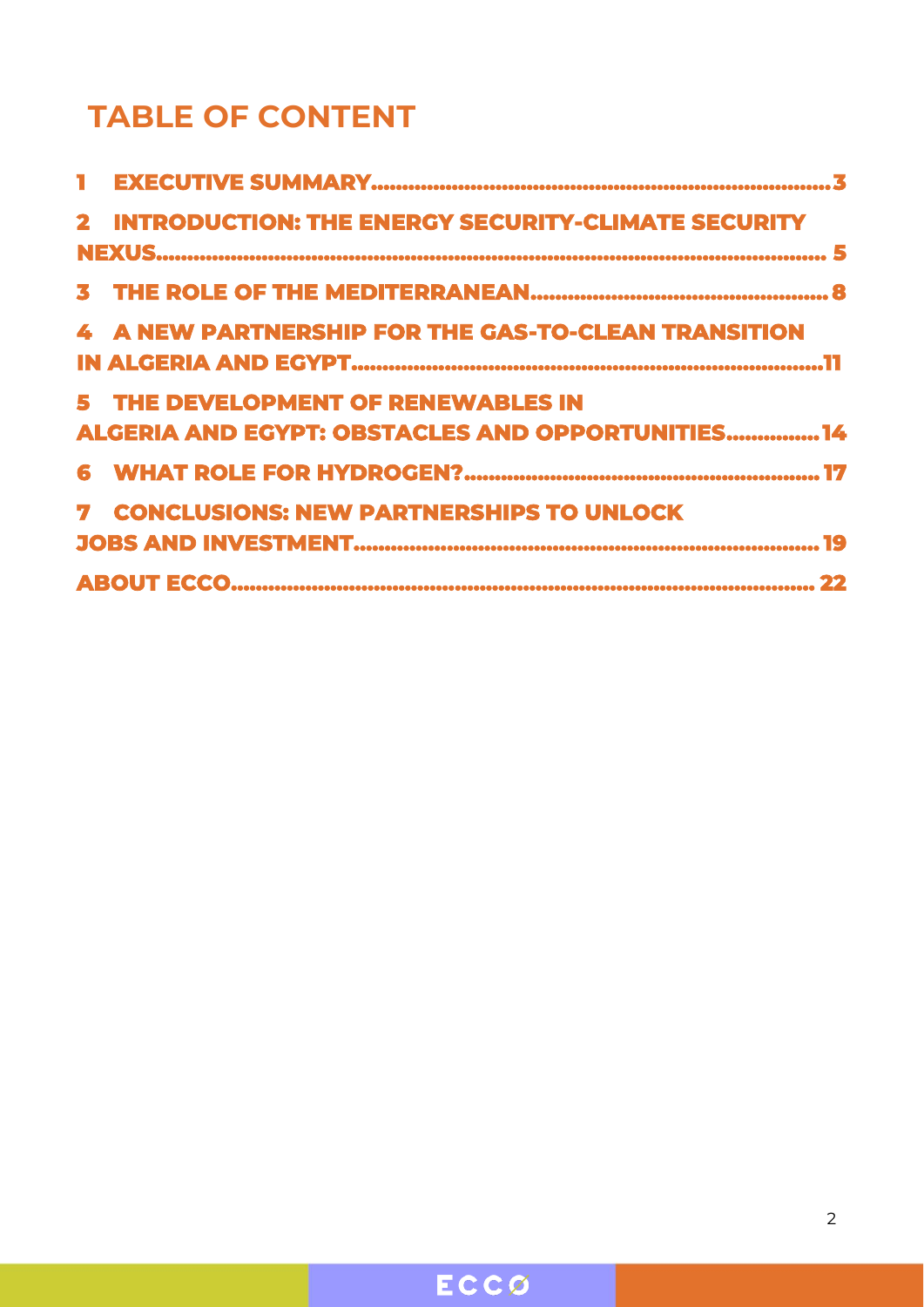# TABLE OF CONTENT

1 EXECUTIVE SUMMARY....................................................................3

2 INTRODUCTION: THE ENERGY SECURITY-CLIMATE SECURITY NEXUS.................................................................................................... 5

3 THE ROLE OF THE MEDITERRANEAN.................................................. 8

4 A NEW PARTNERSHIP FOR THE GAS-TO-CLEAN TRANSITION IN ALGERIA AND EGYPT..................................................................11

5 THE DEVELOPMENT OF RENEWABLES IN ALGERIA AND EGYPT: OBSTACLES AND OPPORTUNITIES...............14

6 WHAT ROLE FOR HYDROGEN?........................................................... 17

7 CONCLUSIONS: NEW PARTNERSHIPS TO UNLOCK JOBS AND INVESTMENT.............................................................................. 19

ABOUT ECCO.............................................................................................. 22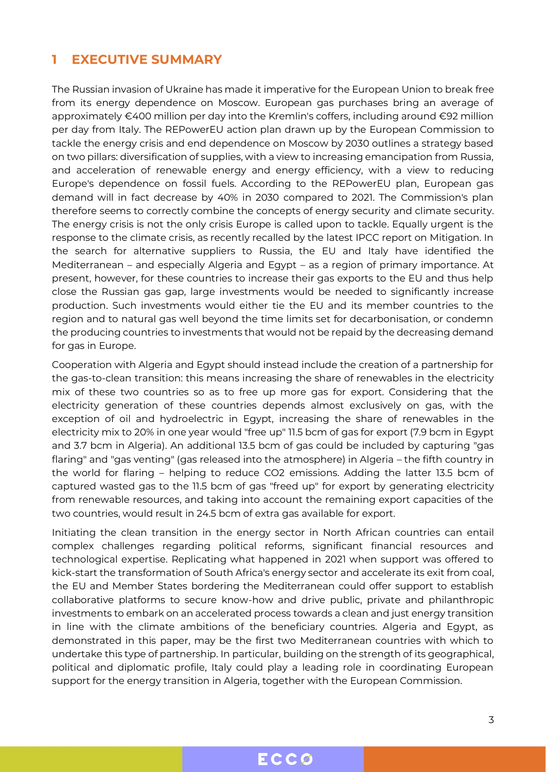# 1 EXECUTIVE SUMMARY

The Russian invasion of Ukraine has made it imperative for the European Union to break free from its energy dependence on Moscow. European gas purchases bring an average of approximately €400 million per day into the Kremlin's coffers, including around €92 million per day from Italy. The REPowerEU action plan drawn up by the European Commission to tackle the energy crisis and end dependence on Moscow by 2030 outlines a strategy based on two pillars: diversification of supplies, with a view to increasing emancipation from Russia, and acceleration of renewable energy and energy efficiency, with a view to reducing Europe's dependence on fossil fuels. According to the REPowerEU plan, European gas demand will in fact decrease by 40% in 2030 compared to 2021. The Commission's plan therefore seems to correctly combine the concepts of energy security and climate security. The energy crisis is not the only crisis Europe is called upon to tackle. Equally urgent is the response to the climate crisis, as recently recalled by the latest IPCC report on Mitigation. In the search for alternative suppliers to Russia, the EU and Italy have identified the Mediterranean – and especially Algeria and Egypt – as a region of primary importance. At present, however, for these countries to increase their gas exports to the EU and thus help close the Russian gas gap, large investments would be needed to significantly increase production. Such investments would either tie the EU and its member countries to the region and to natural gas well beyond the time limits set for decarbonisation, or condemn the producing countries to investments that would not be repaid by the decreasing demand for gas in Europe.

Cooperation with Algeria and Egypt should instead include the creation of a partnership for the gas-to-clean transition: this means increasing the share of renewables in the electricity mix of these two countries so as to free up more gas for export. Considering that the electricity generation of these countries depends almost exclusively on gas, with the exception of oil and hydroelectric in Egypt, increasing the share of renewables in the electricity mix to 20% in one year would "free up" 11.5 bcm of gas for export (7.9 bcm in Egypt and 3.7 bcm in Algeria). An additional 13.5 bcm of gas could be included by capturing "gas flaring" and "gas venting" (gas released into the atmosphere) in Algeria – the fifth country in the world for flaring – helping to reduce $CO_2$ emissions. Adding the latter 13.5 bcm of captured wasted gas to the 11.5 bcm of gas "freed up" for export by generating electricity from renewable resources, and taking into account the remaining export capacities of the two countries, would result in 24.5 bcm of extra gas available for export.

Initiating the clean transition in the energy sector in North African countries can entail complex challenges regarding political reforms, significant financial resources and technological expertise. Replicating what happened in 2021 when support was offered to kick-start the transformation of South Africa's energy sector and accelerate its exit from coal, the EU and Member States bordering the Mediterranean could offer support to establish collaborative platforms to secure know-how and drive public, private and philanthropic investments to embark on an accelerated process towards a clean and just energy transition in line with the climate ambitions of the beneficiary countries. Algeria and Egypt, as demonstrated in this paper, may be the first two Mediterranean countries with which to undertake this type of partnership. In particular, building on the strength of its geographical, political and diplomatic profile, Italy could play a leading role in coordinating European support for the energy transition in Algeria, together with the European Commission.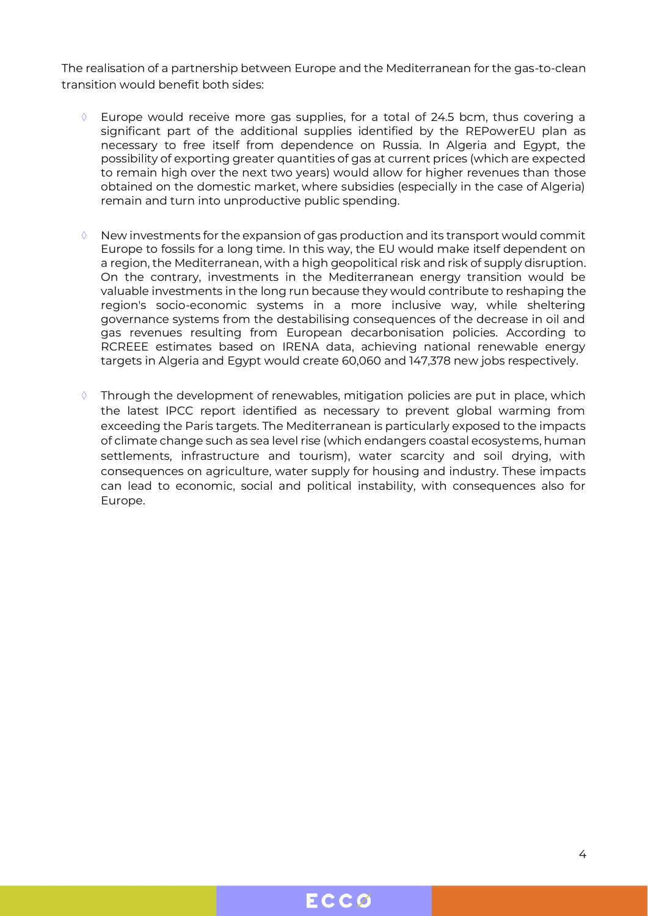The realisation of a partnership between Europe and the Mediterranean for the gas-to-clean transition would benefit both sides:

- Europe would receive more gas supplies, for a total of 24.5 bcm, thus covering a significant part of the additional supplies identified by the REPowerEU plan as necessary to free itself from dependence on Russia. In Algeria and Egypt, the possibility of exporting greater quantities of gas at current prices (which are expected to remain high over the next two years) would allow for higher revenues than those obtained on the domestic market, where subsidies (especially in the case of Algeria) remain and turn into unproductive public spending.

- New investments for the expansion of gas production and its transport would commit Europe to fossils for a long time. In this way, the EU would make itself dependent on a region, the Mediterranean, with a high geopolitical risk and risk of supply disruption. On the contrary, investments in the Mediterranean energy transition would be valuable investments in the long run because they would contribute to reshaping the region's socio-economic systems in a more inclusive way, while sheltering governance systems from the destabilising consequences of the decrease in oil and gas revenues resulting from European decarbonisation policies. According to RCREEE estimates based on IRENA data, achieving national renewable energy targets in Algeria and Egypt would create 60,060 and 147,378 new jobs respectively.

- Through the development of renewables, mitigation policies are put in place, which the latest IPCC report identified as necessary to prevent global warming from exceeding the Paris targets. The Mediterranean is particularly exposed to the impacts of climate change such as sea level rise (which endangers coastal ecosystems, human settlements, infrastructure and tourism), water scarcity and soil drying, with consequences on agriculture, water supply for housing and industry. These impacts can lead to economic, social and political instability, with consequences also for Europe.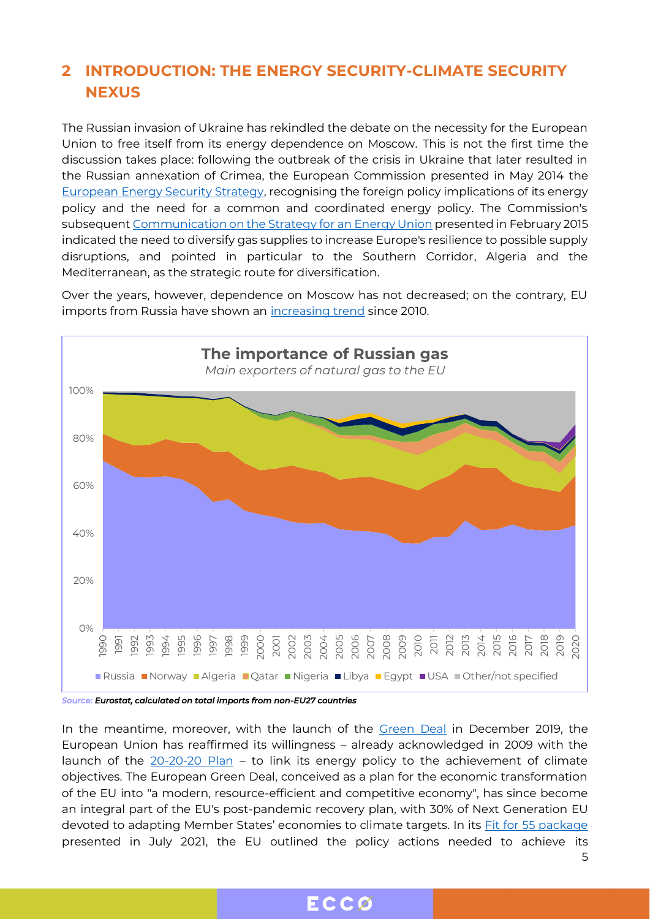## 2 INTRODUCTION: THE ENERGY SECURITY-CLIMATE SECURITY NEXUS

The Russian invasion of Ukraine has rekindled the debate on the necessity for the European Union to free itself from its energy dependence on Moscow. This is not the first time the discussion takes place: following the outbreak of the crisis in Ukraine that later resulted in the Russian annexation of Crimea, the European Commission presented in May 2014 the European Energy Security Strategy, recognising the foreign policy implications of its energy policy and the need for a common and coordinated energy policy. The Commission's subsequent Communication on the Strategy for an Energy Union presented in February 2015 indicated the need to diversify gas supplies to increase Europe's resilience to possible supply disruptions, and pointed in particular to the Southern Corridor, Algeria and the Mediterranean, as the strategic route for diversification.

Over the years, however, dependence on Moscow has not decreased; on the contrary, EU imports from Russia have shown an increasing trend since 2010.

**The importance of Russian gas**

*Main exporters of natural gas to the EU*

Legend: Russia, Norway, Algeria, Qatar, Nigeria, Libya, Egypt, USA, Other/not specified

*Source:* ***Eurostat, calculated on total imports from non-EU27 countries***

In the meantime, moreover, with the launch of the Green Deal in December 2019, the European Union has reaffirmed its willingness – already acknowledged in 2009 with the launch of the 20-20-20 Plan – to link its energy policy to the achievement of climate objectives. The European Green Deal, conceived as a plan for the economic transformation of the EU into "a modern, resource-efficient and competitive economy", has since become an integral part of the EU's post-pandemic recovery plan, with 30% of Next Generation EU devoted to adapting Member States' economies to climate targets. In its Fit for 55 package presented in July 2021, the EU outlined the policy actions needed to achieve its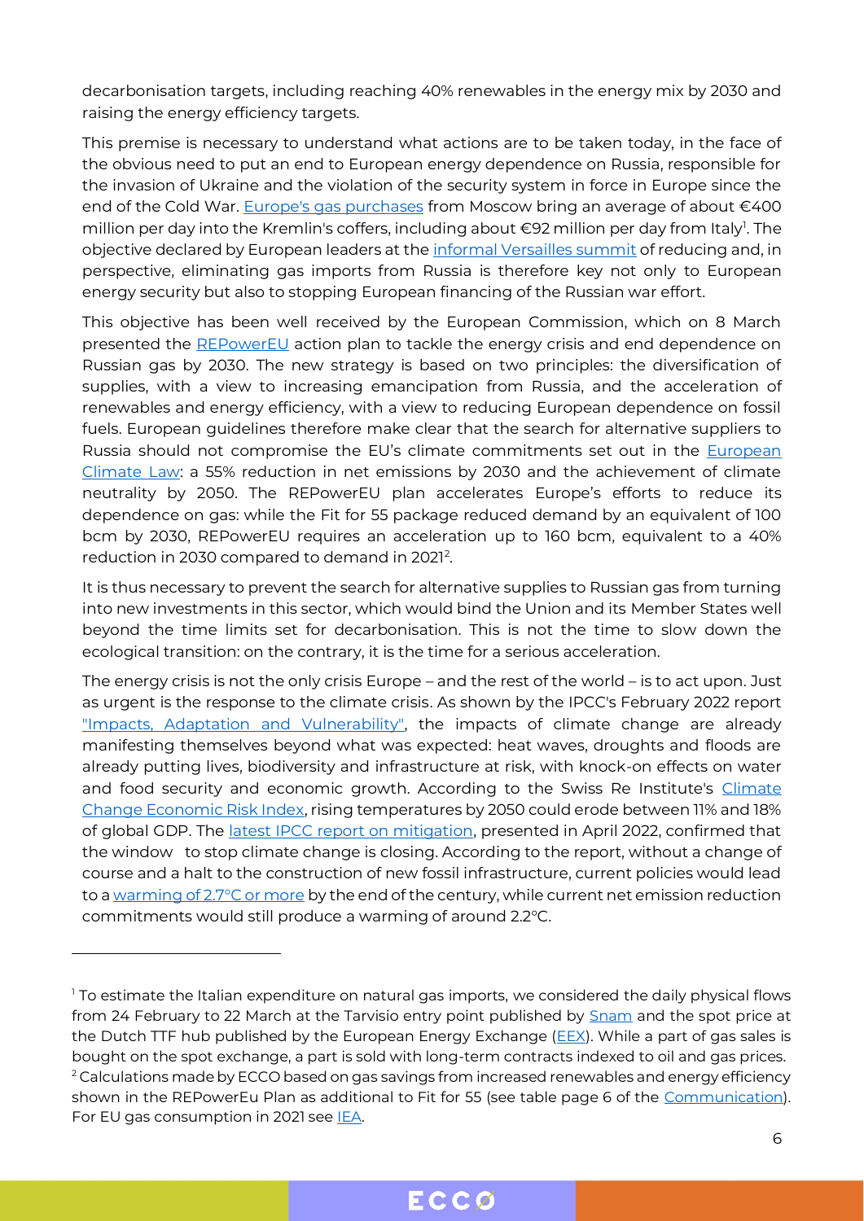decarbonisation targets, including reaching 40% renewables in the energy mix by 2030 and raising the energy efficiency targets.

This premise is necessary to understand what actions are to be taken today, in the face of the obvious need to put an end to European energy dependence on Russia, responsible for the invasion of Ukraine and the violation of the security system in force in Europe since the end of the Cold War. Europe's gas purchases from Moscow bring an average of about €400 million per day into the Kremlin's coffers, including about €92 million per day from Italy[1]. The objective declared by European leaders at the informal Versailles summit of reducing and, in perspective, eliminating gas imports from Russia is therefore key not only to European energy security but also to stopping European financing of the Russian war effort.

This objective has been well received by the European Commission, which on 8 March presented the REPowerEU action plan to tackle the energy crisis and end dependence on Russian gas by 2030. The new strategy is based on two principles: the diversification of supplies, with a view to increasing emancipation from Russia, and the acceleration of renewables and energy efficiency, with a view to reducing European dependence on fossil fuels. European guidelines therefore make clear that the search for alternative suppliers to Russia should not compromise the EU's climate commitments set out in the European Climate Law: a 55% reduction in net emissions by 2030 and the achievement of climate neutrality by 2050. The REPowerEU plan accelerates Europe's efforts to reduce its dependence on gas: while the Fit for 55 package reduced demand by an equivalent of 100 bcm by 2030, REPowerEU requires an acceleration up to 160 bcm, equivalent to a 40% reduction in 2030 compared to demand in 2021[2].

It is thus necessary to prevent the search for alternative supplies to Russian gas from turning into new investments in this sector, which would bind the Union and its Member States well beyond the time limits set for decarbonisation. This is not the time to slow down the ecological transition: on the contrary, it is the time for a serious acceleration.

The energy crisis is not the only crisis Europe – and the rest of the world – is to act upon. Just as urgent is the response to the climate crisis. As shown by the IPCC's February 2022 report "Impacts, Adaptation and Vulnerability", the impacts of climate change are already manifesting themselves beyond what was expected: heat waves, droughts and floods are already putting lives, biodiversity and infrastructure at risk, with knock-on effects on water and food security and economic growth. According to the Swiss Re Institute's Climate Change Economic Risk Index, rising temperatures by 2050 could erode between 11% and 18% of global GDP. The latest IPCC report on mitigation, presented in April 2022, confirmed that the window to stop climate change is closing. According to the report, without a change of course and a halt to the construction of new fossil infrastructure, current policies would lead to a warming of 2.7°C or more by the end of the century, while current net emission reduction commitments would still produce a warming of around 2.2°C.

---

[1] To estimate the Italian expenditure on natural gas imports, we considered the daily physical flows from 24 February to 22 March at the Tarvisio entry point published by Snam and the spot price at the Dutch TTF hub published by the European Energy Exchange (EEX). While a part of gas sales is bought on the spot exchange, a part is sold with long-term contracts indexed to oil and gas prices.

[2] Calculations made by ECCO based on gas savings from increased renewables and energy efficiency shown in the REPowerEu Plan as additional to Fit for 55 (see table page 6 of the Communication). For EU gas consumption in 2021 see IEA.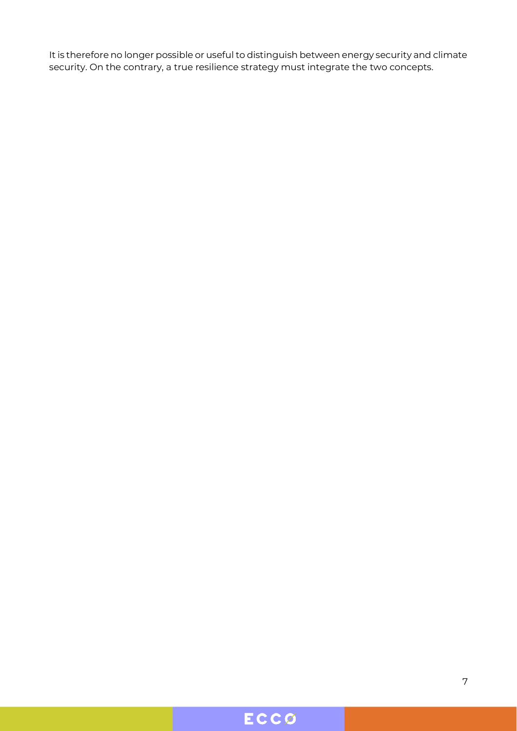It is therefore no longer possible or useful to distinguish between energy security and climate security. On the contrary, a true resilience strategy must integrate the two concepts.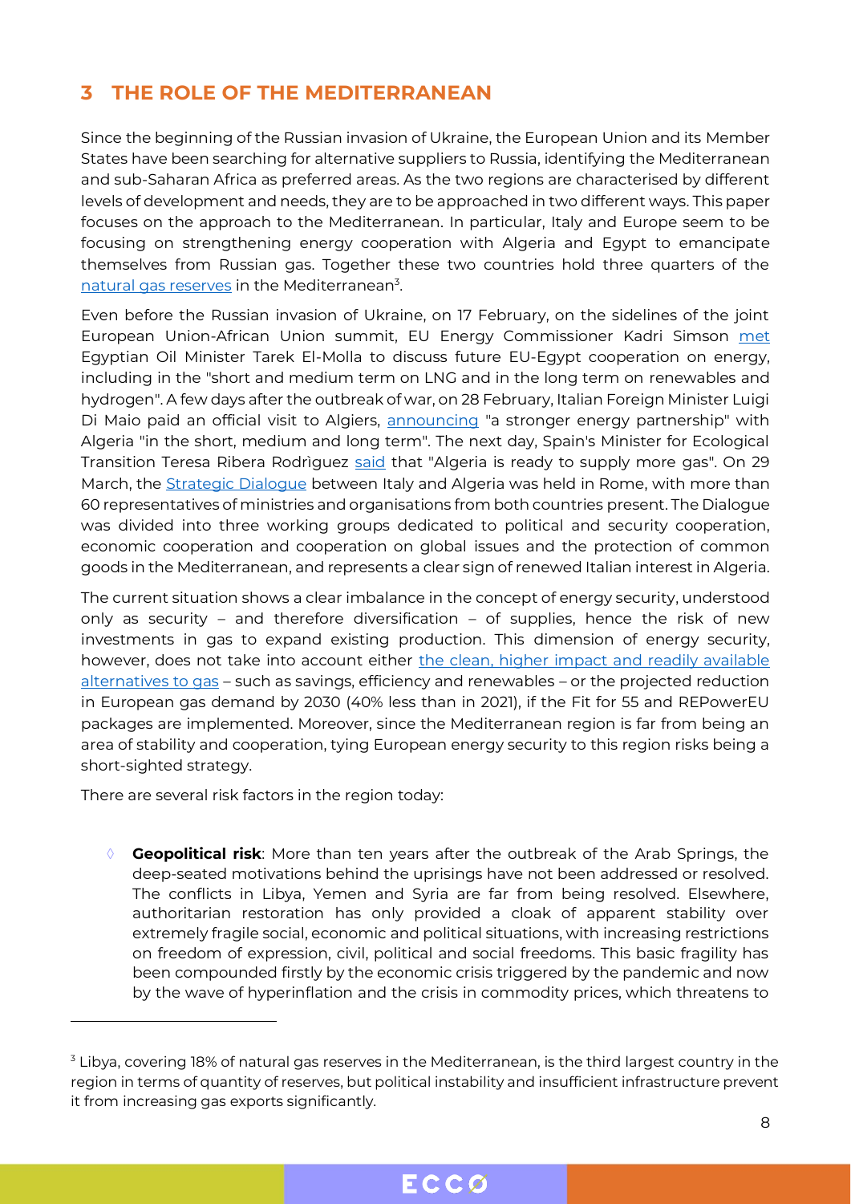## 3 THE ROLE OF THE MEDITERRANEAN

Since the beginning of the Russian invasion of Ukraine, the European Union and its Member States have been searching for alternative suppliers to Russia, identifying the Mediterranean and sub-Saharan Africa as preferred areas. As the two regions are characterised by different levels of development and needs, they are to be approached in two different ways. This paper focuses on the approach to the Mediterranean. In particular, Italy and Europe seem to be focusing on strengthening energy cooperation with Algeria and Egypt to emancipate themselves from Russian gas. Together these two countries hold three quarters of the natural gas reserves in the Mediterranean[3].

Even before the Russian invasion of Ukraine, on 17 February, on the sidelines of the joint European Union-African Union summit, EU Energy Commissioner Kadri Simson met Egyptian Oil Minister Tarek El-Molla to discuss future EU-Egypt cooperation on energy, including in the "short and medium term on LNG and in the long term on renewables and hydrogen". A few days after the outbreak of war, on 28 February, Italian Foreign Minister Luigi Di Maio paid an official visit to Algiers, announcing "a stronger energy partnership" with Algeria "in the short, medium and long term". The next day, Spain's Minister for Ecological Transition Teresa Ribera Rodrìguez said that "Algeria is ready to supply more gas". On 29 March, the Strategic Dialogue between Italy and Algeria was held in Rome, with more than 60 representatives of ministries and organisations from both countries present. The Dialogue was divided into three working groups dedicated to political and security cooperation, economic cooperation and cooperation on global issues and the protection of common goods in the Mediterranean, and represents a clear sign of renewed Italian interest in Algeria.

The current situation shows a clear imbalance in the concept of energy security, understood only as security – and therefore diversification – of supplies, hence the risk of new investments in gas to expand existing production. This dimension of energy security, however, does not take into account either the clean, higher impact and readily available alternatives to gas – such as savings, efficiency and renewables – or the projected reduction in European gas demand by 2030 (40% less than in 2021), if the Fit for 55 and REPowerEU packages are implemented. Moreover, since the Mediterranean region is far from being an area of stability and cooperation, tying European energy security to this region risks being a short-sighted strategy.

There are several risk factors in the region today:

- **Geopolitical risk**: More than ten years after the outbreak of the Arab Springs, the deep-seated motivations behind the uprisings have not been addressed or resolved. The conflicts in Libya, Yemen and Syria are far from being resolved. Elsewhere, authoritarian restoration has only provided a cloak of apparent stability over extremely fragile social, economic and political situations, with increasing restrictions on freedom of expression, civil, political and social freedoms. This basic fragility has been compounded firstly by the economic crisis triggered by the pandemic and now by the wave of hyperinflation and the crisis in commodity prices, which threatens to

[3] Libya, covering 18% of natural gas reserves in the Mediterranean, is the third largest country in the region in terms of quantity of reserves, but political instability and insufficient infrastructure prevent it from increasing gas exports significantly.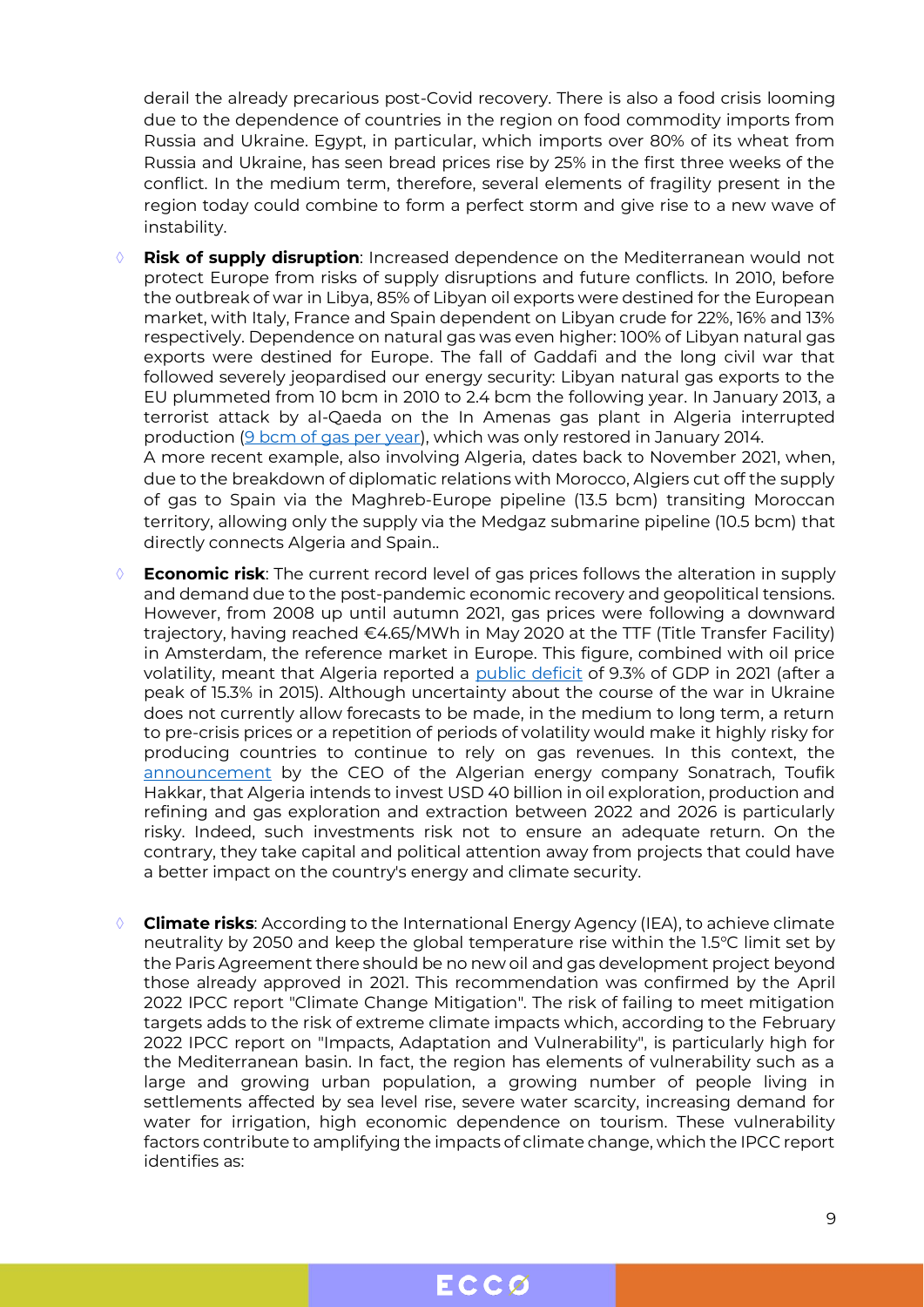derail the already precarious post-Covid recovery. There is also a food crisis looming due to the dependence of countries in the region on food commodity imports from Russia and Ukraine. Egypt, in particular, which imports over 80% of its wheat from Russia and Ukraine, has seen bread prices rise by 25% in the first three weeks of the conflict. In the medium term, therefore, several elements of fragility present in the region today could combine to form a perfect storm and give rise to a new wave of instability.

- **Risk of supply disruption**: Increased dependence on the Mediterranean would not protect Europe from risks of supply disruptions and future conflicts. In 2010, before the outbreak of war in Libya, 85% of Libyan oil exports were destined for the European market, with Italy, France and Spain dependent on Libyan crude for 22%, 16% and 13% respectively. Dependence on natural gas was even higher: 100% of Libyan natural gas exports were destined for Europe. The fall of Gaddafi and the long civil war that followed severely jeopardised our energy security: Libyan natural gas exports to the EU plummeted from 10 bcm in 2010 to 2.4 bcm the following year. In January 2013, a terrorist attack by al-Qaeda on the In Amenas gas plant in Algeria interrupted production (9 bcm of gas per year), which was only restored in January 2014.
  A more recent example, also involving Algeria, dates back to November 2021, when, due to the breakdown of diplomatic relations with Morocco, Algiers cut off the supply of gas to Spain via the Maghreb-Europe pipeline (13.5 bcm) transiting Moroccan territory, allowing only the supply via the Medgaz submarine pipeline (10.5 bcm) that directly connects Algeria and Spain..

- **Economic risk**: The current record level of gas prices follows the alteration in supply and demand due to the post-pandemic economic recovery and geopolitical tensions. However, from 2008 up until autumn 2021, gas prices were following a downward trajectory, having reached €4.65/MWh in May 2020 at the TTF (Title Transfer Facility) in Amsterdam, the reference market in Europe. This figure, combined with oil price volatility, meant that Algeria reported a public deficit of 9.3% of GDP in 2021 (after a peak of 15.3% in 2015). Although uncertainty about the course of the war in Ukraine does not currently allow forecasts to be made, in the medium to long term, a return to pre-crisis prices or a repetition of periods of volatility would make it highly risky for producing countries to continue to rely on gas revenues. In this context, the announcement by the CEO of the Algerian energy company Sonatrach, Toufik Hakkar, that Algeria intends to invest USD 40 billion in oil exploration, production and refining and gas exploration and extraction between 2022 and 2026 is particularly risky. Indeed, such investments risk not to ensure an adequate return. On the contrary, they take capital and political attention away from projects that could have a better impact on the country's energy and climate security.

- **Climate risks**: According to the International Energy Agency (IEA), to achieve climate neutrality by 2050 and keep the global temperature rise within the 1.5°C limit set by the Paris Agreement there should be no new oil and gas development project beyond those already approved in 2021. This recommendation was confirmed by the April 2022 IPCC report "Climate Change Mitigation". The risk of failing to meet mitigation targets adds to the risk of extreme climate impacts which, according to the February 2022 IPCC report on "Impacts, Adaptation and Vulnerability", is particularly high for the Mediterranean basin. In fact, the region has elements of vulnerability such as a large and growing urban population, a growing number of people living in settlements affected by sea level rise, severe water scarcity, increasing demand for water for irrigation, high economic dependence on tourism. These vulnerability factors contribute to amplifying the impacts of climate change, which the IPCC report identifies as: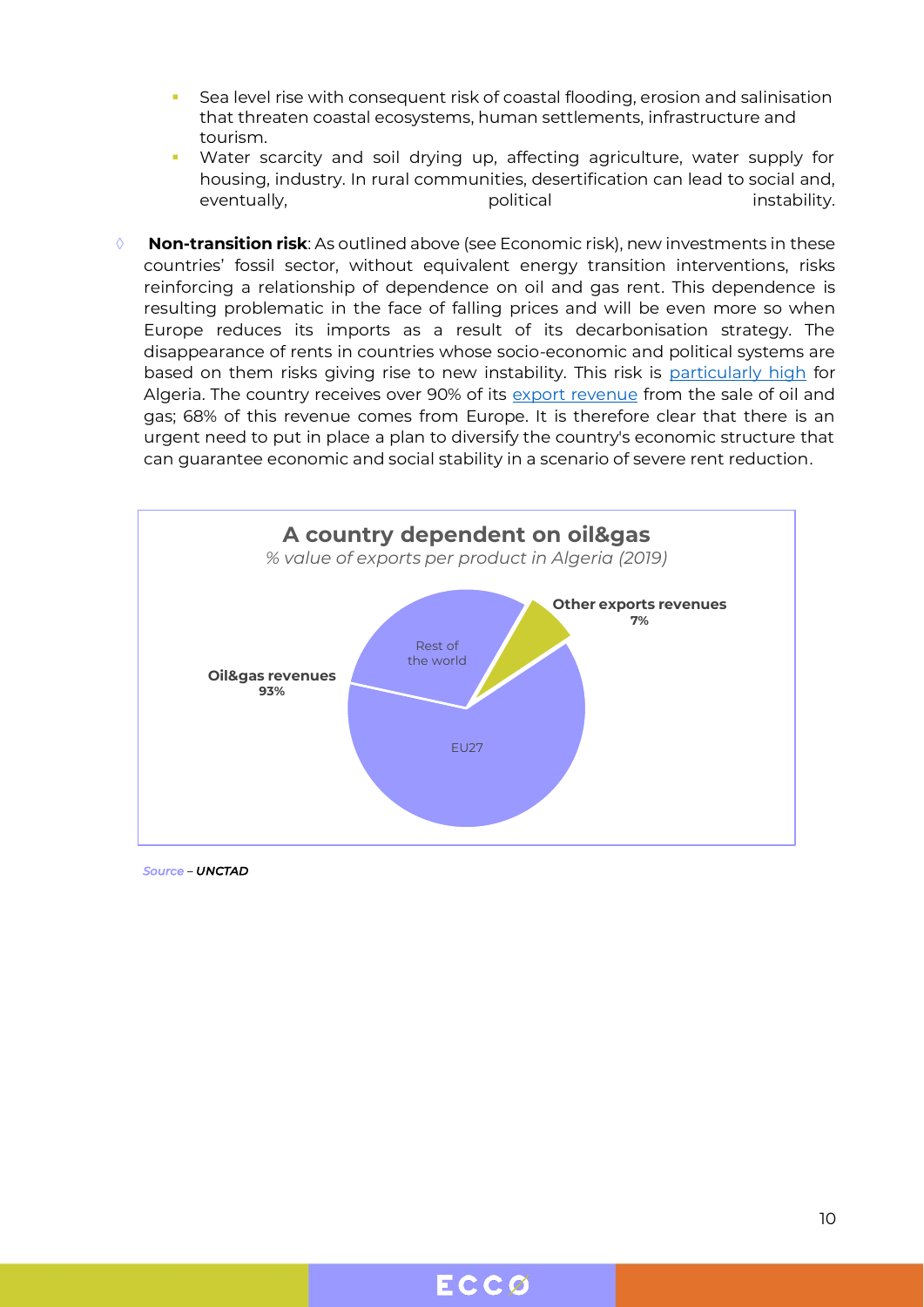- Sea level rise with consequent risk of coastal flooding, erosion and salinisation that threaten coastal ecosystems, human settlements, infrastructure and tourism.
- Water scarcity and soil drying up, affecting agriculture, water supply for housing, industry. In rural communities, desertification can lead to social and, eventually, political instability.

◊ **Non-transition risk**: As outlined above (see Economic risk), new investments in these countries' fossil sector, without equivalent energy transition interventions, risks reinforcing a relationship of dependence on oil and gas rent. This dependence is resulting problematic in the face of falling prices and will be even more so when Europe reduces its imports as a result of its decarbonisation strategy. The disappearance of rents in countries whose socio-economic and political systems are based on them risks giving rise to new instability. This risk is particularly high for Algeria. The country receives over 90% of its export revenue from the sale of oil and gas; 68% of this revenue comes from Europe. It is therefore clear that there is an urgent need to put in place a plan to diversify the country's economic structure that can guarantee economic and social stability in a scenario of severe rent reduction.

**A country dependent on oil&gas**

*% value of exports per product in Algeria (2019)*

- **Oil&gas revenues 93%** (EU27; Rest of the world)
- **Other exports revenues 7%**

*Source* – ***UNCTAD***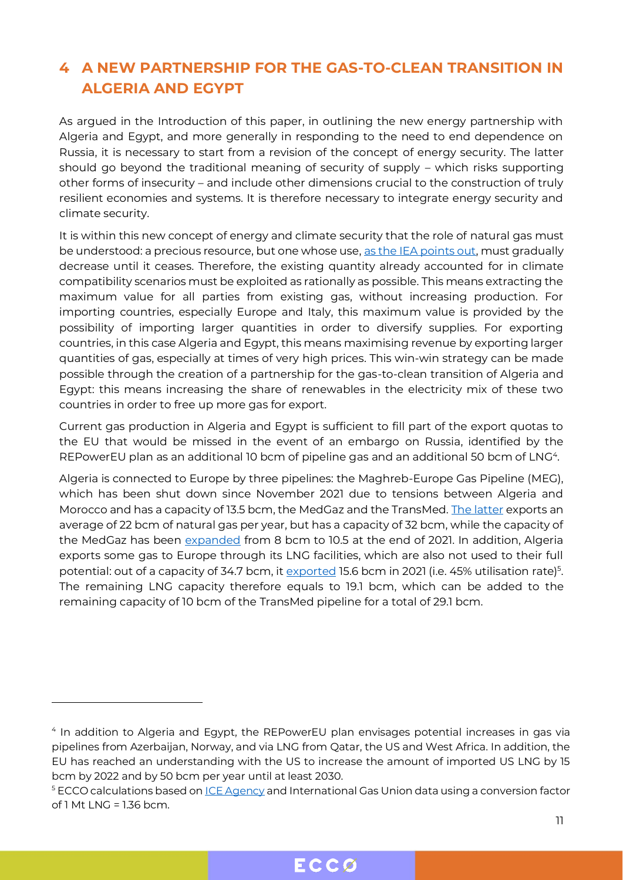# 4 A NEW PARTNERSHIP FOR THE GAS-TO-CLEAN TRANSITION IN ALGERIA AND EGYPT

As argued in the Introduction of this paper, in outlining the new energy partnership with Algeria and Egypt, and more generally in responding to the need to end dependence on Russia, it is necessary to start from a revision of the concept of energy security. The latter should go beyond the traditional meaning of security of supply – which risks supporting other forms of insecurity – and include other dimensions crucial to the construction of truly resilient economies and systems. It is therefore necessary to integrate energy security and climate security.

It is within this new concept of energy and climate security that the role of natural gas must be understood: a precious resource, but one whose use, as the IEA points out, must gradually decrease until it ceases. Therefore, the existing quantity already accounted for in climate compatibility scenarios must be exploited as rationally as possible. This means extracting the maximum value for all parties from existing gas, without increasing production. For importing countries, especially Europe and Italy, this maximum value is provided by the possibility of importing larger quantities in order to diversify supplies. For exporting countries, in this case Algeria and Egypt, this means maximising revenue by exporting larger quantities of gas, especially at times of very high prices. This win-win strategy can be made possible through the creation of a partnership for the gas-to-clean transition of Algeria and Egypt: this means increasing the share of renewables in the electricity mix of these two countries in order to free up more gas for export.

Current gas production in Algeria and Egypt is sufficient to fill part of the export quotas to the EU that would be missed in the event of an embargo on Russia, identified by the REPowerEU plan as an additional 10 bcm of pipeline gas and an additional 50 bcm of LNG[4].

Algeria is connected to Europe by three pipelines: the Maghreb-Europe Gas Pipeline (MEG), which has been shut down since November 2021 due to tensions between Algeria and Morocco and has a capacity of 13.5 bcm, the MedGaz and the TransMed. The latter exports an average of 22 bcm of natural gas per year, but has a capacity of 32 bcm, while the capacity of the MedGaz has been expanded from 8 bcm to 10.5 at the end of 2021. In addition, Algeria exports some gas to Europe through its LNG facilities, which are also not used to their full potential: out of a capacity of 34.7 bcm, it exported 15.6 bcm in 2021 (i.e. 45% utilisation rate)[5]. The remaining LNG capacity therefore equals to 19.1 bcm, which can be added to the remaining capacity of 10 bcm of the TransMed pipeline for a total of 29.1 bcm.

---

[4] In addition to Algeria and Egypt, the REPowerEU plan envisages potential increases in gas via pipelines from Azerbaijan, Norway, and via LNG from Qatar, the US and West Africa. In addition, the EU has reached an understanding with the US to increase the amount of imported US LNG by 15 bcm by 2022 and by 50 bcm per year until at least 2030.

[5] ECCO calculations based on ICE Agency and International Gas Union data using a conversion factor of 1 Mt LNG = 1.36 bcm.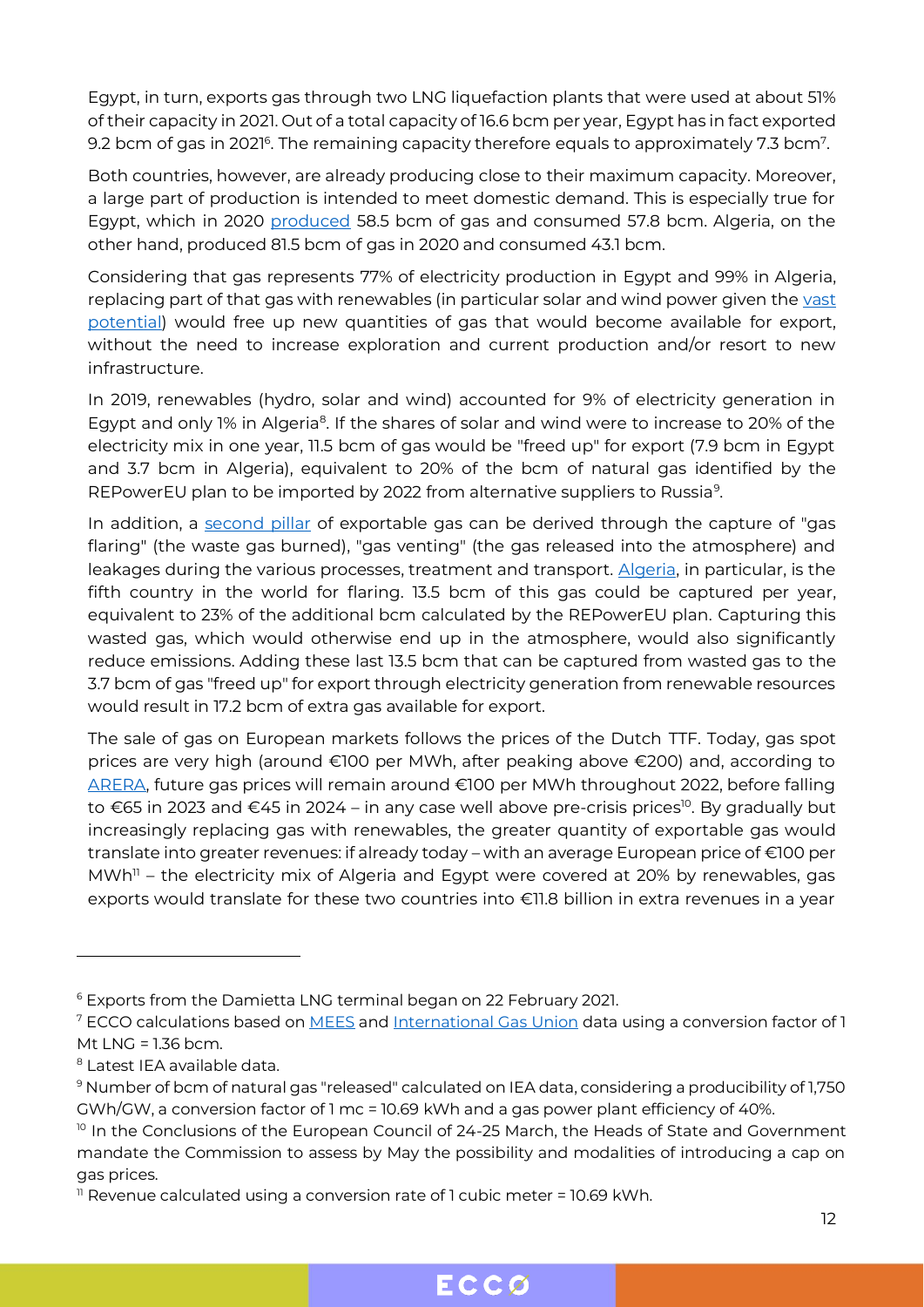Egypt, in turn, exports gas through two LNG liquefaction plants that were used at about 51% of their capacity in 2021. Out of a total capacity of 16.6 bcm per year, Egypt has in fact exported 9.2 bcm of gas in 2021[6]. The remaining capacity therefore equals to approximately 7.3 bcm[7].

Both countries, however, are already producing close to their maximum capacity. Moreover, a large part of production is intended to meet domestic demand. This is especially true for Egypt, which in 2020 produced 58.5 bcm of gas and consumed 57.8 bcm. Algeria, on the other hand, produced 81.5 bcm of gas in 2020 and consumed 43.1 bcm.

Considering that gas represents 77% of electricity production in Egypt and 99% in Algeria, replacing part of that gas with renewables (in particular solar and wind power given the vast potential) would free up new quantities of gas that would become available for export, without the need to increase exploration and current production and/or resort to new infrastructure.

In 2019, renewables (hydro, solar and wind) accounted for 9% of electricity generation in Egypt and only 1% in Algeria[8]. If the shares of solar and wind were to increase to 20% of the electricity mix in one year, 11.5 bcm of gas would be "freed up" for export (7.9 bcm in Egypt and 3.7 bcm in Algeria), equivalent to 20% of the bcm of natural gas identified by the REPowerEU plan to be imported by 2022 from alternative suppliers to Russia[9].

In addition, a second pillar of exportable gas can be derived through the capture of "gas flaring" (the waste gas burned), "gas venting" (the gas released into the atmosphere) and leakages during the various processes, treatment and transport. Algeria, in particular, is the fifth country in the world for flaring. 13.5 bcm of this gas could be captured per year, equivalent to 23% of the additional bcm calculated by the REPowerEU plan. Capturing this wasted gas, which would otherwise end up in the atmosphere, would also significantly reduce emissions. Adding these last 13.5 bcm that can be captured from wasted gas to the 3.7 bcm of gas "freed up" for export through electricity generation from renewable resources would result in 17.2 bcm of extra gas available for export.

The sale of gas on European markets follows the prices of the Dutch TTF. Today, gas spot prices are very high (around €100 per MWh, after peaking above €200) and, according to ARERA, future gas prices will remain around €100 per MWh throughout 2022, before falling to €65 in 2023 and €45 in 2024 – in any case well above pre-crisis prices[10]. By gradually but increasingly replacing gas with renewables, the greater quantity of exportable gas would translate into greater revenues: if already today – with an average European price of €100 per MWh[11] – the electricity mix of Algeria and Egypt were covered at 20% by renewables, gas exports would translate for these two countries into €11.8 billion in extra revenues in a year

---

[6] Exports from the Damietta LNG terminal began on 22 February 2021.

[7] ECCO calculations based on MEES and International Gas Union data using a conversion factor of 1 Mt LNG = 1.36 bcm.

[8] Latest IEA available data.

[9] Number of bcm of natural gas "released" calculated on IEA data, considering a producibility of 1,750 GWh/GW, a conversion factor of 1 mc = 10.69 kWh and a gas power plant efficiency of 40%.

[10] In the Conclusions of the European Council of 24-25 March, the Heads of State and Government mandate the Commission to assess by May the possibility and modalities of introducing a cap on gas prices.

[11] Revenue calculated using a conversion rate of 1 cubic meter = 10.69 kWh.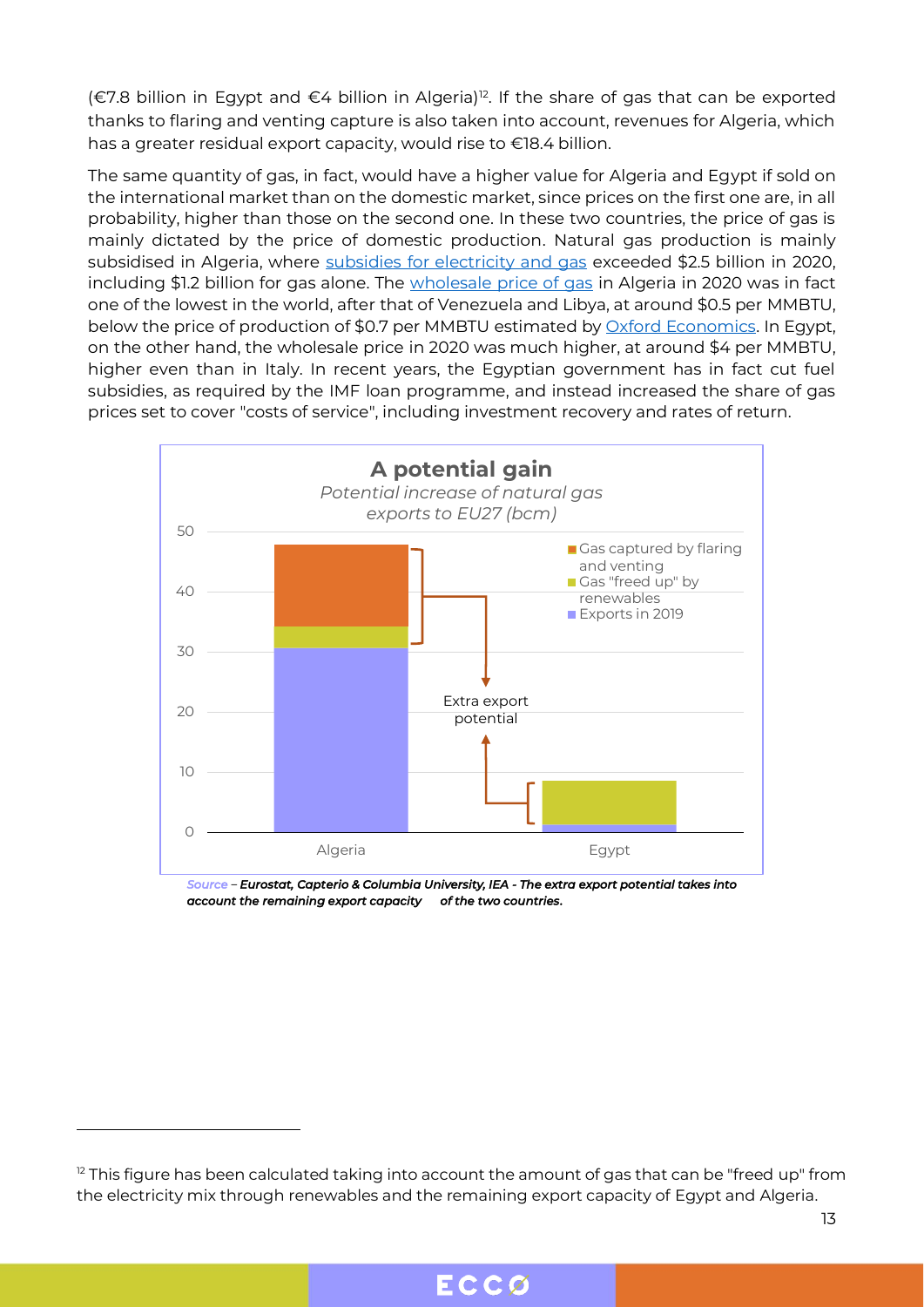(€7.8 billion in Egypt and €4 billion in Algeria)[12]. If the share of gas that can be exported thanks to flaring and venting capture is also taken into account, revenues for Algeria, which has a greater residual export capacity, would rise to €18.4 billion.

The same quantity of gas, in fact, would have a higher value for Algeria and Egypt if sold on the international market than on the domestic market, since prices on the first one are, in all probability, higher than those on the second one. In these two countries, the price of gas is mainly dictated by the price of domestic production. Natural gas production is mainly subsidised in Algeria, where [subsidies for electricity and gas]() exceeded $2.5 billion in 2020, including $1.2 billion for gas alone. The [wholesale price of gas]() in Algeria in 2020 was in fact one of the lowest in the world, after that of Venezuela and Libya, at around $0.5 per MMBTU, below the price of production of $0.7 per MMBTU estimated by [Oxford Economics](). In Egypt, on the other hand, the wholesale price in 2020 was much higher, at around $4 per MMBTU, higher even than in Italy. In recent years, the Egyptian government has in fact cut fuel subsidies, as required by the IMF loan programme, and instead increased the share of gas prices set to cover "costs of service", including investment recovery and rates of return.

**A potential gain**

*Potential increase of natural gas exports to EU27 (bcm)*

*Source – Eurostat, Capterio & Columbia University, IEA - The extra export potential takes into account the remaining export capacity of the two countries.*

[12] This figure has been calculated taking into account the amount of gas that can be "freed up" from the electricity mix through renewables and the remaining export capacity of Egypt and Algeria.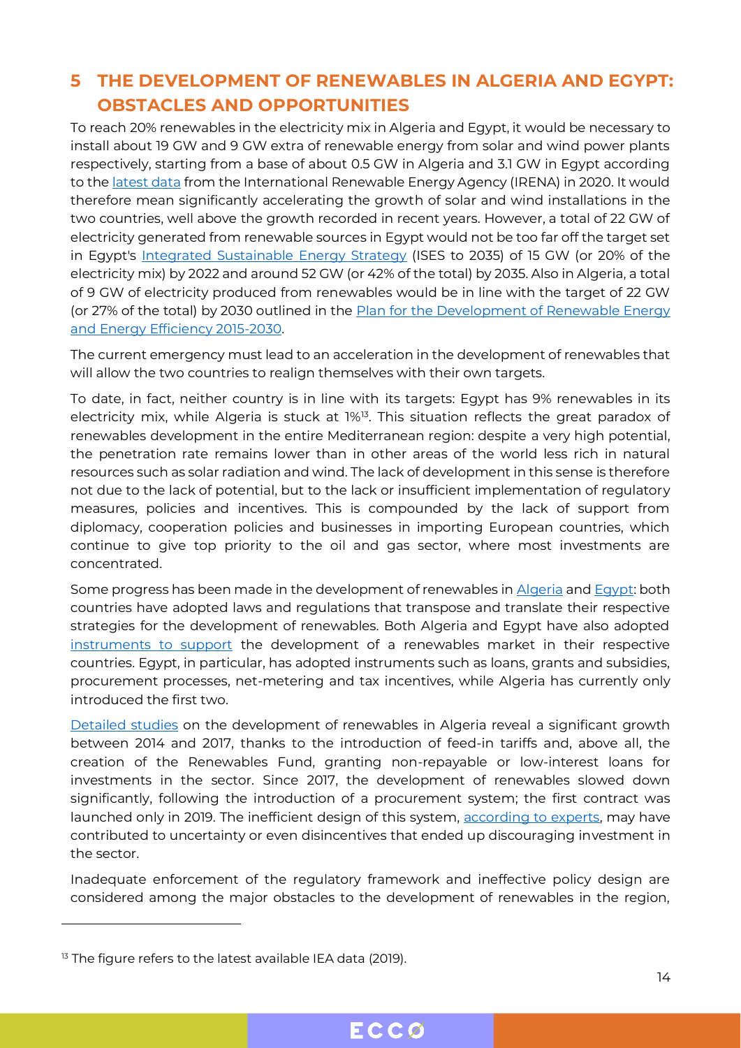## 5 THE DEVELOPMENT OF RENEWABLES IN ALGERIA AND EGYPT: OBSTACLES AND OPPORTUNITIES

To reach 20% renewables in the electricity mix in Algeria and Egypt, it would be necessary to install about 19 GW and 9 GW extra of renewable energy from solar and wind power plants respectively, starting from a base of about 0.5 GW in Algeria and 3.1 GW in Egypt according to the latest data from the International Renewable Energy Agency (IRENA) in 2020. It would therefore mean significantly accelerating the growth of solar and wind installations in the two countries, well above the growth recorded in recent years. However, a total of 22 GW of electricity generated from renewable sources in Egypt would not be too far off the target set in Egypt's Integrated Sustainable Energy Strategy (ISES to 2035) of 15 GW (or 20% of the electricity mix) by 2022 and around 52 GW (or 42% of the total) by 2035. Also in Algeria, a total of 9 GW of electricity produced from renewables would be in line with the target of 22 GW (or 27% of the total) by 2030 outlined in the Plan for the Development of Renewable Energy and Energy Efficiency 2015-2030.

The current emergency must lead to an acceleration in the development of renewables that will allow the two countries to realign themselves with their own targets.

To date, in fact, neither country is in line with its targets: Egypt has 9% renewables in its electricity mix, while Algeria is stuck at 1%[13]. This situation reflects the great paradox of renewables development in the entire Mediterranean region: despite a very high potential, the penetration rate remains lower than in other areas of the world less rich in natural resources such as solar radiation and wind. The lack of development in this sense is therefore not due to the lack of potential, but to the lack or insufficient implementation of regulatory measures, policies and incentives. This is compounded by the lack of support from diplomacy, cooperation policies and businesses in importing European countries, which continue to give top priority to the oil and gas sector, where most investments are concentrated.

Some progress has been made in the development of renewables in Algeria and Egypt: both countries have adopted laws and regulations that transpose and translate their respective strategies for the development of renewables. Both Algeria and Egypt have also adopted instruments to support the development of a renewables market in their respective countries. Egypt, in particular, has adopted instruments such as loans, grants and subsidies, procurement processes, net-metering and tax incentives, while Algeria has currently only introduced the first two.

Detailed studies on the development of renewables in Algeria reveal a significant growth between 2014 and 2017, thanks to the introduction of feed-in tariffs and, above all, the creation of the Renewables Fund, granting non-repayable or low-interest loans for investments in the sector. Since 2017, the development of renewables slowed down significantly, following the introduction of a procurement system; the first contract was launched only in 2019. The inefficient design of this system, according to experts, may have contributed to uncertainty or even disincentives that ended up discouraging investment in the sector.

Inadequate enforcement of the regulatory framework and ineffective policy design are considered among the major obstacles to the development of renewables in the region,

[13] The figure refers to the latest available IEA data (2019).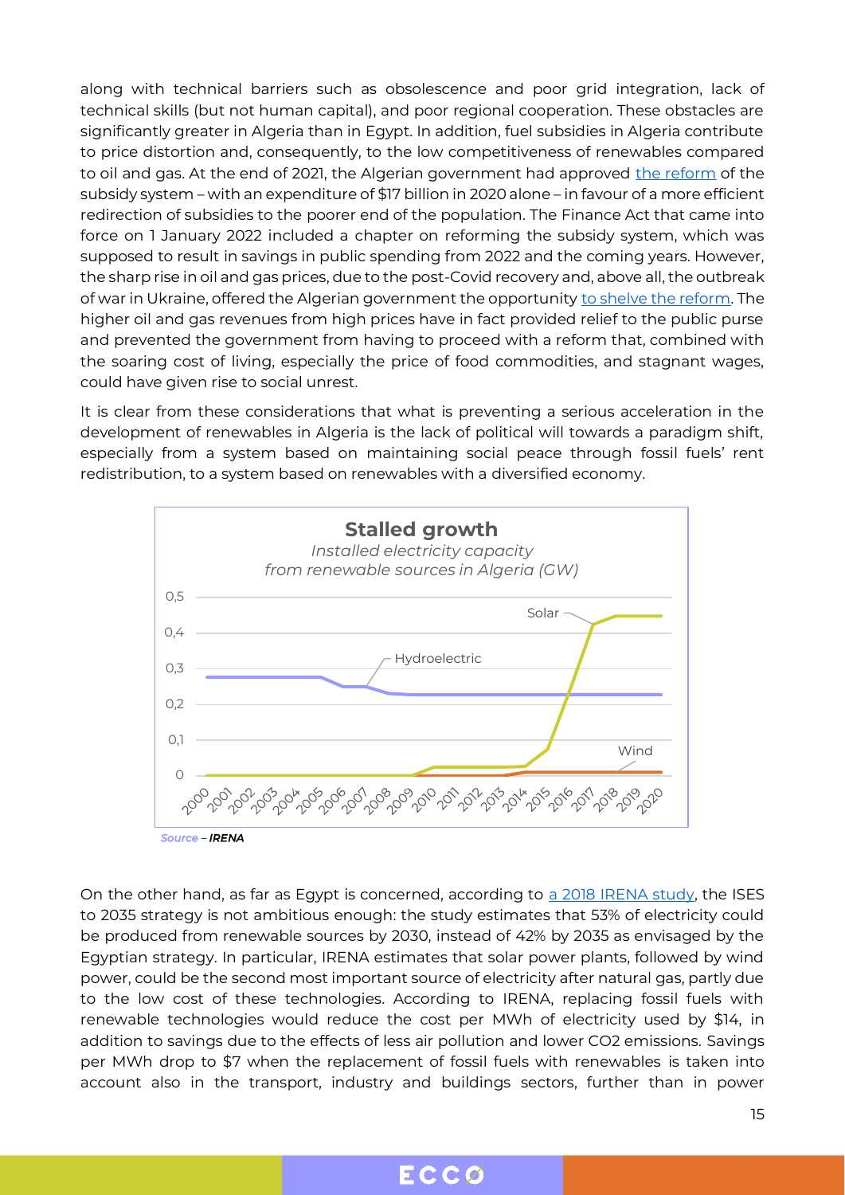along with technical barriers such as obsolescence and poor grid integration, lack of technical skills (but not human capital), and poor regional cooperation. These obstacles are significantly greater in Algeria than in Egypt. In addition, fuel subsidies in Algeria contribute to price distortion and, consequently, to the low competitiveness of renewables compared to oil and gas. At the end of 2021, the Algerian government had approved the reform of the subsidy system – with an expenditure of $17 billion in 2020 alone – in favour of a more efficient redirection of subsidies to the poorer end of the population. The Finance Act that came into force on 1 January 2022 included a chapter on reforming the subsidy system, which was supposed to result in savings in public spending from 2022 and the coming years. However, the sharp rise in oil and gas prices, due to the post-Covid recovery and, above all, the outbreak of war in Ukraine, offered the Algerian government the opportunity to shelve the reform. The higher oil and gas revenues from high prices have in fact provided relief to the public purse and prevented the government from having to proceed with a reform that, combined with the soaring cost of living, especially the price of food commodities, and stagnant wages, could have given rise to social unrest.

It is clear from these considerations that what is preventing a serious acceleration in the development of renewables in Algeria is the lack of political will towards a paradigm shift, especially from a system based on maintaining social peace through fossil fuels' rent redistribution, to a system based on renewables with a diversified economy.

**Stalled growth**

*Installed electricity capacity from renewable sources in Algeria (GW)*

Source – IRENA

On the other hand, as far as Egypt is concerned, according to a 2018 IRENA study, the ISES to 2035 strategy is not ambitious enough: the study estimates that 53% of electricity could be produced from renewable sources by 2030, instead of 42% by 2035 as envisaged by the Egyptian strategy. In particular, IRENA estimates that solar power plants, followed by wind power, could be the second most important source of electricity after natural gas, partly due to the low cost of these technologies. According to IRENA, replacing fossil fuels with renewable technologies would reduce the cost per MWh of electricity used by $14, in addition to savings due to the effects of less air pollution and lower $CO_2$ emissions. Savings per MWh drop to $7 when the replacement of fossil fuels with renewables is taken into account also in the transport, industry and buildings sectors, further than in power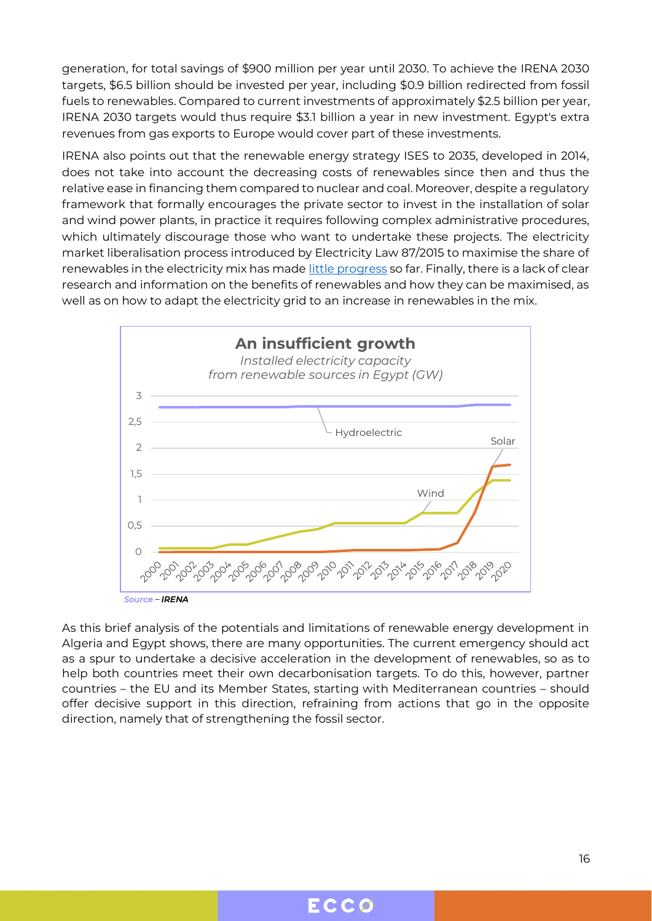generation, for total savings of $900 million per year until 2030. To achieve the IRENA 2030 targets, $6.5 billion should be invested per year, including $0.9 billion redirected from fossil fuels to renewables. Compared to current investments of approximately $2.5 billion per year, IRENA 2030 targets would thus require $3.1 billion a year in new investment. Egypt's extra revenues from gas exports to Europe would cover part of these investments.

IRENA also points out that the renewable energy strategy ISES to 2035, developed in 2014, does not take into account the decreasing costs of renewables since then and thus the relative ease in financing them compared to nuclear and coal. Moreover, despite a regulatory framework that formally encourages the private sector to invest in the installation of solar and wind power plants, in practice it requires following complex administrative procedures, which ultimately discourage those who want to undertake these projects. The electricity market liberalisation process introduced by Electricity Law 87/2015 to maximise the share of renewables in the electricity mix has made little progress so far. Finally, there is a lack of clear research and information on the benefits of renewables and how they can be maximised, as well as on how to adapt the electricity grid to an increase in renewables in the mix.

**An insufficient growth**

*Installed electricity capacity from renewable sources in Egypt (GW)*

*Source – IRENA*

As this brief analysis of the potentials and limitations of renewable energy development in Algeria and Egypt shows, there are many opportunities. The current emergency should act as a spur to undertake a decisive acceleration in the development of renewables, so as to help both countries meet their own decarbonisation targets. To do this, however, partner countries – the EU and its Member States, starting with Mediterranean countries – should offer decisive support in this direction, refraining from actions that go in the opposite direction, namely that of strengthening the fossil sector.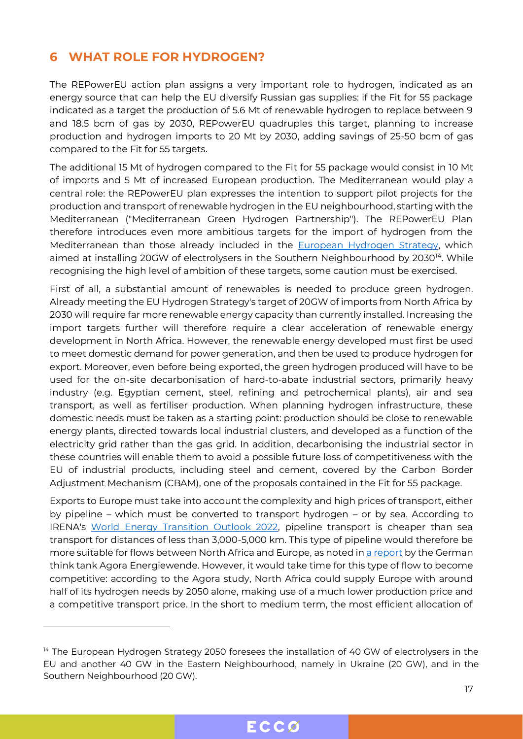# 6 WHAT ROLE FOR HYDROGEN?

The REPowerEU action plan assigns a very important role to hydrogen, indicated as an energy source that can help the EU diversify Russian gas supplies: if the Fit for 55 package indicated as a target the production of 5.6 Mt of renewable hydrogen to replace between 9 and 18.5 bcm of gas by 2030, REPowerEU quadruples this target, planning to increase production and hydrogen imports to 20 Mt by 2030, adding savings of 25-50 bcm of gas compared to the Fit for 55 targets.

The additional 15 Mt of hydrogen compared to the Fit for 55 package would consist in 10 Mt of imports and 5 Mt of increased European production. The Mediterranean would play a central role: the REPowerEU plan expresses the intention to support pilot projects for the production and transport of renewable hydrogen in the EU neighbourhood, starting with the Mediterranean ("Mediterranean Green Hydrogen Partnership"). The REPowerEU Plan therefore introduces even more ambitious targets for the import of hydrogen from the Mediterranean than those already included in the European Hydrogen Strategy, which aimed at installing 20GW of electrolysers in the Southern Neighbourhood by 2030[14]. While recognising the high level of ambition of these targets, some caution must be exercised.

First of all, a substantial amount of renewables is needed to produce green hydrogen. Already meeting the EU Hydrogen Strategy's target of 20GW of imports from North Africa by 2030 will require far more renewable energy capacity than currently installed. Increasing the import targets further will therefore require a clear acceleration of renewable energy development in North Africa. However, the renewable energy developed must first be used to meet domestic demand for power generation, and then be used to produce hydrogen for export. Moreover, even before being exported, the green hydrogen produced will have to be used for the on-site decarbonisation of hard-to-abate industrial sectors, primarily heavy industry (e.g. Egyptian cement, steel, refining and petrochemical plants), air and sea transport, as well as fertiliser production. When planning hydrogen infrastructure, these domestic needs must be taken as a starting point: production should be close to renewable energy plants, directed towards local industrial clusters, and developed as a function of the electricity grid rather than the gas grid. In addition, decarbonising the industrial sector in these countries will enable them to avoid a possible future loss of competitiveness with the EU of industrial products, including steel and cement, covered by the Carbon Border Adjustment Mechanism (CBAM), one of the proposals contained in the Fit for 55 package.

Exports to Europe must take into account the complexity and high prices of transport, either by pipeline – which must be converted to transport hydrogen – or by sea. According to IRENA's World Energy Transition Outlook 2022, pipeline transport is cheaper than sea transport for distances of less than 3,000-5,000 km. This type of pipeline would therefore be more suitable for flows between North Africa and Europe, as noted in a report by the German think tank Agora Energiewende. However, it would take time for this type of flow to become competitive: according to the Agora study, North Africa could supply Europe with around half of its hydrogen needs by 2050 alone, making use of a much lower production price and a competitive transport price. In the short to medium term, the most efficient allocation of

---

[14] The European Hydrogen Strategy 2050 foresees the installation of 40 GW of electrolysers in the EU and another 40 GW in the Eastern Neighbourhood, namely in Ukraine (20 GW), and in the Southern Neighbourhood (20 GW).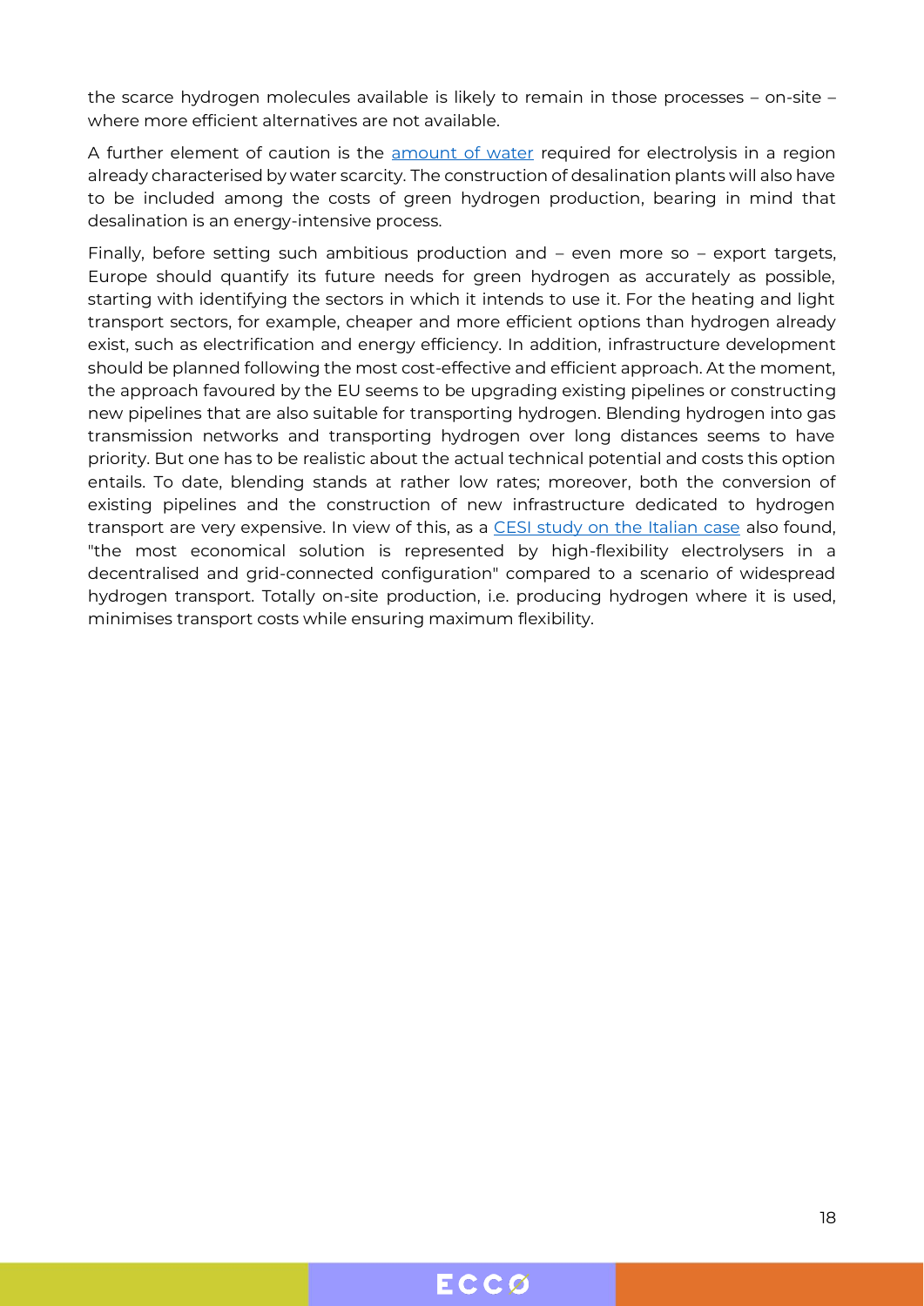the scarce hydrogen molecules available is likely to remain in those processes – on-site – where more efficient alternatives are not available.

A further element of caution is the amount of water required for electrolysis in a region already characterised by water scarcity. The construction of desalination plants will also have to be included among the costs of green hydrogen production, bearing in mind that desalination is an energy-intensive process.

Finally, before setting such ambitious production and – even more so – export targets, Europe should quantify its future needs for green hydrogen as accurately as possible, starting with identifying the sectors in which it intends to use it. For the heating and light transport sectors, for example, cheaper and more efficient options than hydrogen already exist, such as electrification and energy efficiency. In addition, infrastructure development should be planned following the most cost-effective and efficient approach. At the moment, the approach favoured by the EU seems to be upgrading existing pipelines or constructing new pipelines that are also suitable for transporting hydrogen. Blending hydrogen into gas transmission networks and transporting hydrogen over long distances seems to have priority. But one has to be realistic about the actual technical potential and costs this option entails. To date, blending stands at rather low rates; moreover, both the conversion of existing pipelines and the construction of new infrastructure dedicated to hydrogen transport are very expensive. In view of this, as a CESI study on the Italian case also found, "the most economical solution is represented by high-flexibility electrolysers in a decentralised and grid-connected configuration" compared to a scenario of widespread hydrogen transport. Totally on-site production, i.e. producing hydrogen where it is used, minimises transport costs while ensuring maximum flexibility.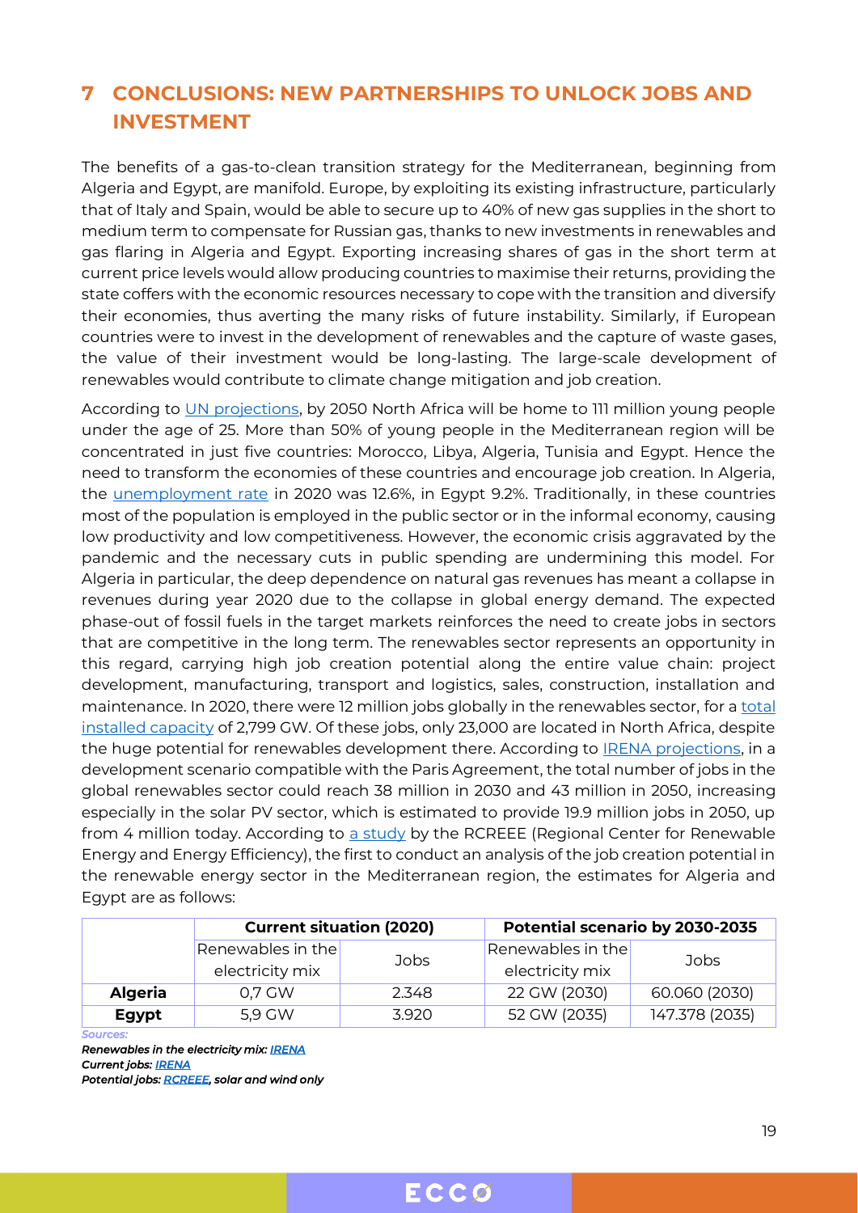## 7 CONCLUSIONS: NEW PARTNERSHIPS TO UNLOCK JOBS AND INVESTMENT

The benefits of a gas-to-clean transition strategy for the Mediterranean, beginning from Algeria and Egypt, are manifold. Europe, by exploiting its existing infrastructure, particularly that of Italy and Spain, would be able to secure up to 40% of new gas supplies in the short to medium term to compensate for Russian gas, thanks to new investments in renewables and gas flaring in Algeria and Egypt. Exporting increasing shares of gas in the short term at current price levels would allow producing countries to maximise their returns, providing the state coffers with the economic resources necessary to cope with the transition and diversify their economies, thus averting the many risks of future instability. Similarly, if European countries were to invest in the development of renewables and the capture of waste gases, the value of their investment would be long-lasting. The large-scale development of renewables would contribute to climate change mitigation and job creation.

According to UN projections, by 2050 North Africa will be home to 111 million young people under the age of 25. More than 50% of young people in the Mediterranean region will be concentrated in just five countries: Morocco, Libya, Algeria, Tunisia and Egypt. Hence the need to transform the economies of these countries and encourage job creation. In Algeria, the unemployment rate in 2020 was 12.6%, in Egypt 9.2%. Traditionally, in these countries most of the population is employed in the public sector or in the informal economy, causing low productivity and low competitiveness. However, the economic crisis aggravated by the pandemic and the necessary cuts in public spending are undermining this model. For Algeria in particular, the deep dependence on natural gas revenues has meant a collapse in revenues during year 2020 due to the collapse in global energy demand. The expected phase-out of fossil fuels in the target markets reinforces the need to create jobs in sectors that are competitive in the long term. The renewables sector represents an opportunity in this regard, carrying high job creation potential along the entire value chain: project development, manufacturing, transport and logistics, sales, construction, installation and maintenance. In 2020, there were 12 million jobs globally in the renewables sector, for a total installed capacity of 2,799 GW. Of these jobs, only 23,000 are located in North Africa, despite the huge potential for renewables development there. According to IRENA projections, in a development scenario compatible with the Paris Agreement, the total number of jobs in the global renewables sector could reach 38 million in 2030 and 43 million in 2050, increasing especially in the solar PV sector, which is estimated to provide 19.9 million jobs in 2050, up from 4 million today. According to a study by the RCREEE (Regional Center for Renewable Energy and Energy Efficiency), the first to conduct an analysis of the job creation potential in the renewable energy sector in the Mediterranean region, the estimates for Algeria and Egypt are as follows:

| | Current situation (2020) | | Potential scenario by 2030-2035 | |
|---|---|---|---|---|
| | Renewables in the electricity mix | Jobs | Renewables in the electricity mix | Jobs |
| **Algeria** | 0,7 GW | 2.348 | 22 GW (2030) | 60.060 (2030) |
| **Egypt** | 5,9 GW | 3.920 | 52 GW (2035) | 147.378 (2035) |

*Sources:*
***Renewables in the electricity mix: IRENA***
***Current jobs: IRENA***
***Potential jobs: RCREEE, solar and wind only***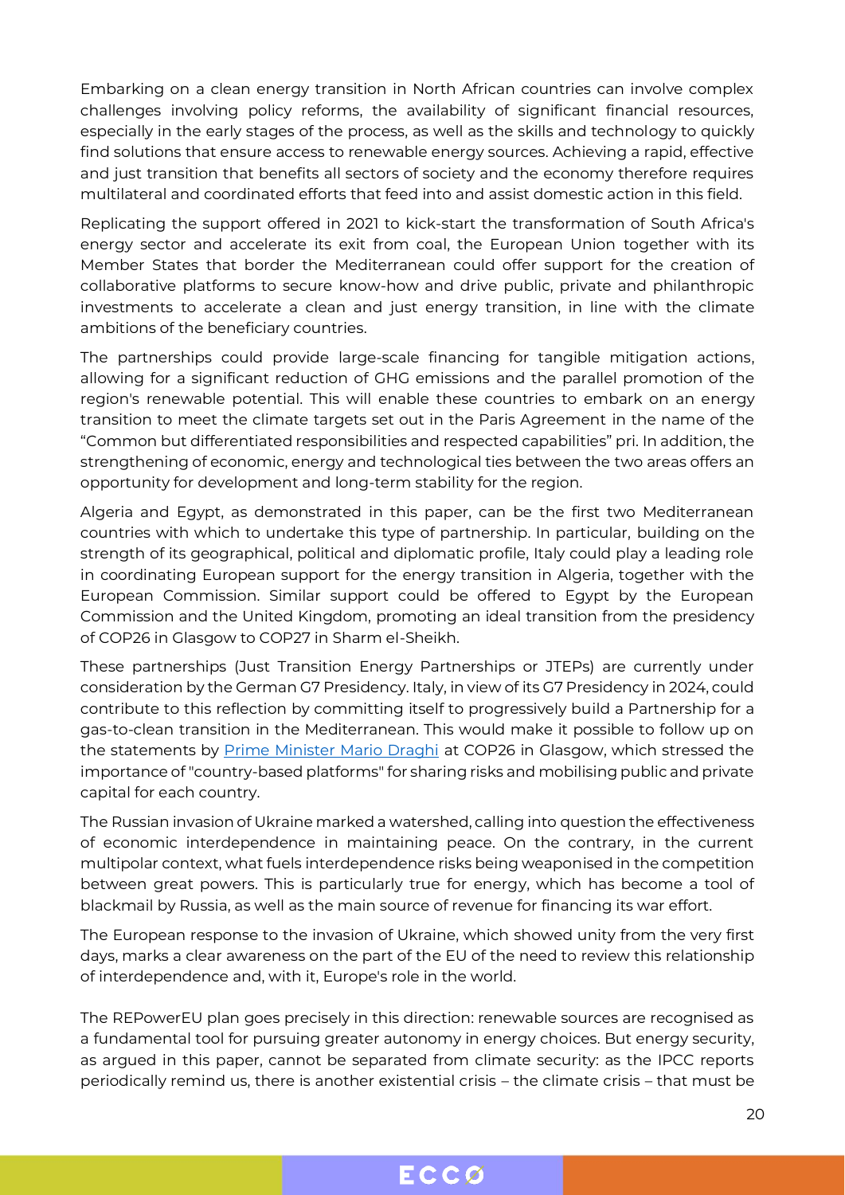Embarking on a clean energy transition in North African countries can involve complex challenges involving policy reforms, the availability of significant financial resources, especially in the early stages of the process, as well as the skills and technology to quickly find solutions that ensure access to renewable energy sources. Achieving a rapid, effective and just transition that benefits all sectors of society and the economy therefore requires multilateral and coordinated efforts that feed into and assist domestic action in this field.

Replicating the support offered in 2021 to kick-start the transformation of South Africa's energy sector and accelerate its exit from coal, the European Union together with its Member States that border the Mediterranean could offer support for the creation of collaborative platforms to secure know-how and drive public, private and philanthropic investments to accelerate a clean and just energy transition, in line with the climate ambitions of the beneficiary countries.

The partnerships could provide large-scale financing for tangible mitigation actions, allowing for a significant reduction of GHG emissions and the parallel promotion of the region's renewable potential. This will enable these countries to embark on an energy transition to meet the climate targets set out in the Paris Agreement in the name of the "Common but differentiated responsibilities and respected capabilities" pri. In addition, the strengthening of economic, energy and technological ties between the two areas offers an opportunity for development and long-term stability for the region.

Algeria and Egypt, as demonstrated in this paper, can be the first two Mediterranean countries with which to undertake this type of partnership. In particular, building on the strength of its geographical, political and diplomatic profile, Italy could play a leading role in coordinating European support for the energy transition in Algeria, together with the European Commission. Similar support could be offered to Egypt by the European Commission and the United Kingdom, promoting an ideal transition from the presidency of COP26 in Glasgow to COP27 in Sharm el-Sheikh.

These partnerships (Just Transition Energy Partnerships or JTEPs) are currently under consideration by the German G7 Presidency. Italy, in view of its G7 Presidency in 2024, could contribute to this reflection by committing itself to progressively build a Partnership for a gas-to-clean transition in the Mediterranean. This would make it possible to follow up on the statements by Prime Minister Mario Draghi at COP26 in Glasgow, which stressed the importance of "country-based platforms" for sharing risks and mobilising public and private capital for each country.

The Russian invasion of Ukraine marked a watershed, calling into question the effectiveness of economic interdependence in maintaining peace. On the contrary, in the current multipolar context, what fuels interdependence risks being weaponised in the competition between great powers. This is particularly true for energy, which has become a tool of blackmail by Russia, as well as the main source of revenue for financing its war effort.

The European response to the invasion of Ukraine, which showed unity from the very first days, marks a clear awareness on the part of the EU of the need to review this relationship of interdependence and, with it, Europe's role in the world.

The REPowerEU plan goes precisely in this direction: renewable sources are recognised as a fundamental tool for pursuing greater autonomy in energy choices. But energy security, as argued in this paper, cannot be separated from climate security: as the IPCC reports periodically remind us, there is another existential crisis – the climate crisis – that must be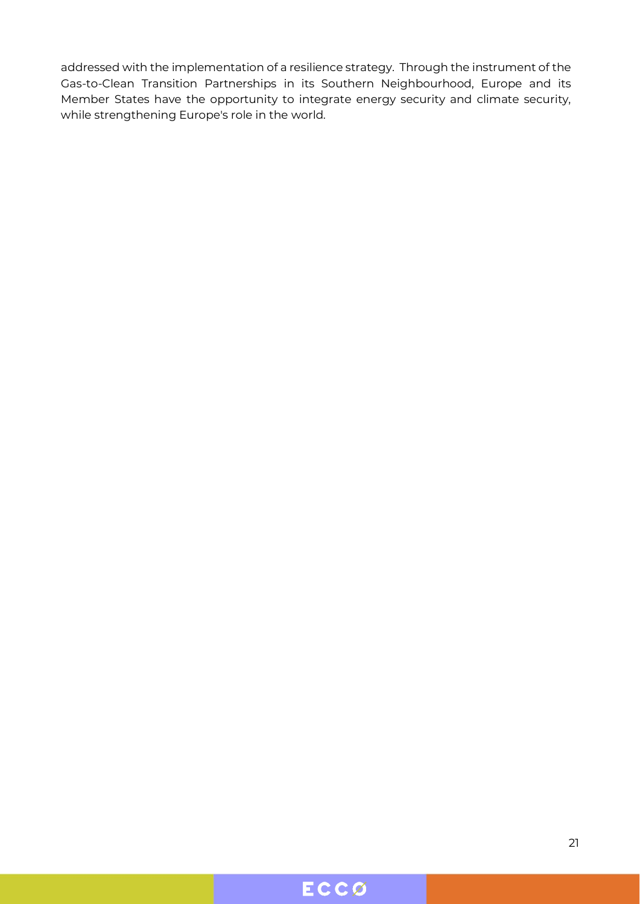addressed with the implementation of a resilience strategy. Through the instrument of the Gas-to-Clean Transition Partnerships in its Southern Neighbourhood, Europe and its Member States have the opportunity to integrate energy security and climate security, while strengthening Europe's role in the world.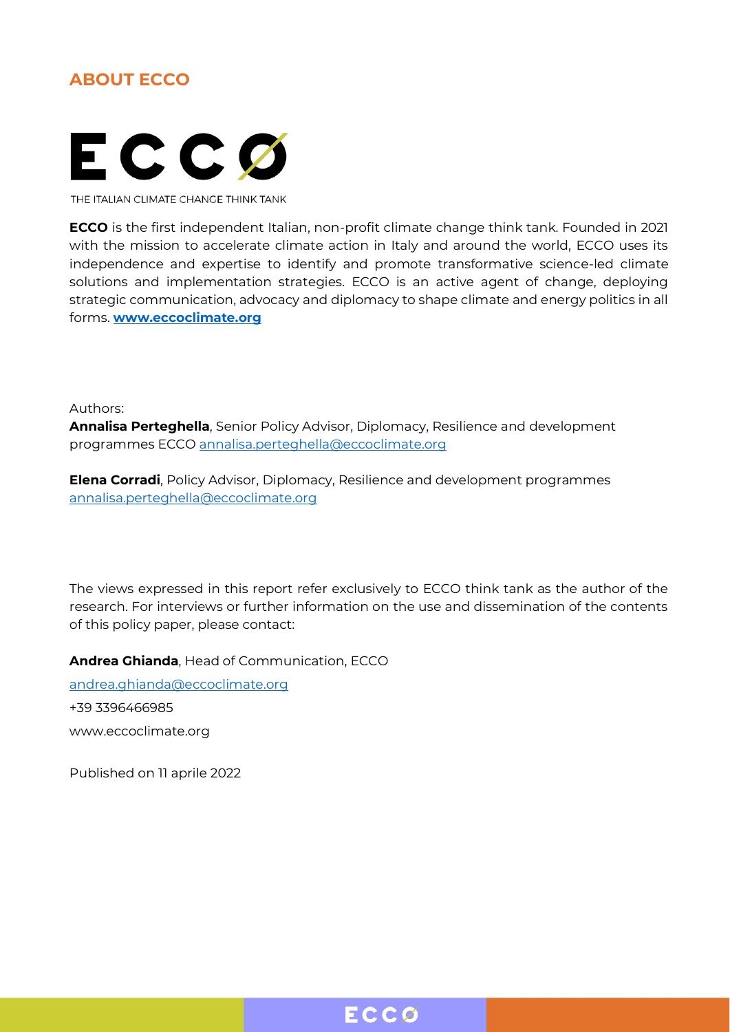## ABOUT ECCO

ECCO

THE ITALIAN CLIMATE CHANGE THINK TANK

**ECCO** is the first independent Italian, non-profit climate change think tank. Founded in 2021 with the mission to accelerate climate action in Italy and around the world, ECCO uses its independence and expertise to identify and promote transformative science-led climate solutions and implementation strategies. ECCO is an active agent of change, deploying strategic communication, advocacy and diplomacy to shape climate and energy politics in all forms. **www.eccoclimate.org**

Authors:
**Annalisa Perteghella**, Senior Policy Advisor, Diplomacy, Resilience and development programmes ECCO annalisa.perteghella@eccoclimate.org

**Elena Corradi**, Policy Advisor, Diplomacy, Resilience and development programmes annalisa.perteghella@eccoclimate.org

The views expressed in this report refer exclusively to ECCO think tank as the author of the research. For interviews or further information on the use and dissemination of the contents of this policy paper, please contact:

**Andrea Ghianda**, Head of Communication, ECCO

andrea.ghianda@eccoclimate.org

+39 3396466985

www.eccoclimate.org

Published on 11 aprile 2022